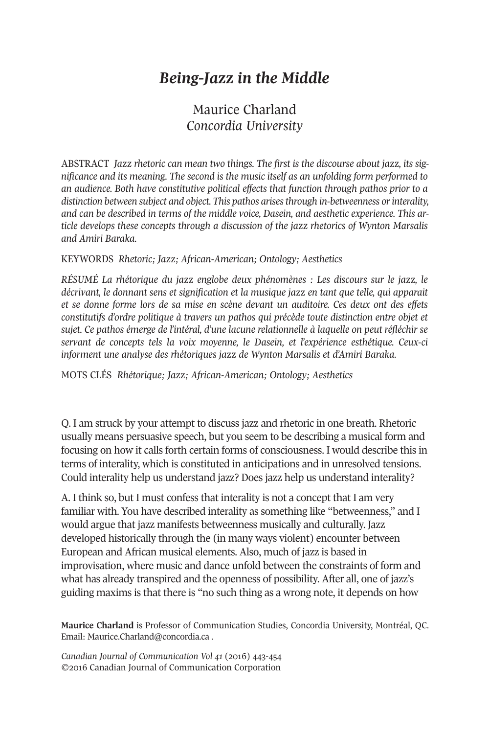# *Being-Jazz in the Middle*

Maurice Charland
*Concordia University*

ABSTRACT *Jazz rhetoric can mean two things. The first is the discourse about jazz, its significance and its meaning. The second is the music itself as an unfolding form performed to an audience. Both have constitutive political effects that function through pathos prior to a distinction between subject and object. This pathos arises through in-betweenness or interality, and can be described in terms of the middle voice, Dasein, and aesthetic experience. This article develops these concepts through a discussion of the jazz rhetorics of Wynton Marsalis and Amiri Baraka.*

KEYWORDS *Rhetoric; Jazz; African-American; Ontology; Aesthetics*

RÉSUMÉ *La rhétorique du jazz englobe deux phénomènes : Les discours sur le jazz, le décrivant, le donnant sens et signification et la musique jazz en tant que telle, qui apparait et se donne forme lors de sa mise en scène devant un auditoire. Ces deux ont des effets constitutifs d'ordre politique à travers un pathos qui précède toute distinction entre objet et sujet. Ce pathos émerge de l'intéral, d'une lacune relationnelle à laquelle on peut réfléchir se servant de concepts tels la voix moyenne, le Dasein, et l'expérience esthétique. Ceux-ci informent une analyse des rhétoriques jazz de Wynton Marsalis et d'Amiri Baraka.*

MOTS CLÉS *Rhétorique; Jazz; African-American; Ontology; Aesthetics*

Q. I am struck by your attempt to discuss jazz and rhetoric in one breath. Rhetoric usually means persuasive speech, but you seem to be describing a musical form and focusing on how it calls forth certain forms of consciousness. I would describe this in terms of interality, which is constituted in anticipations and in unresolved tensions. Could interality help us understand jazz? Does jazz help us understand interality?

A. I think so, but I must confess that interality is not a concept that I am very familiar with. You have described interality as something like "betweenness," and I would argue that jazz manifests betweenness musically and culturally. Jazz developed historically through the (in many ways violent) encounter between European and African musical elements. Also, much of jazz is based in improvisation, where music and dance unfold between the constraints of form and what has already transpired and the openness of possibility. After all, one of jazz's guiding maxims is that there is "no such thing as a wrong note, it depends on how

**Maurice Charland** is Professor of Communication Studies, Concordia University, Montréal, QC. Email: Maurice.Charland@concordia.ca .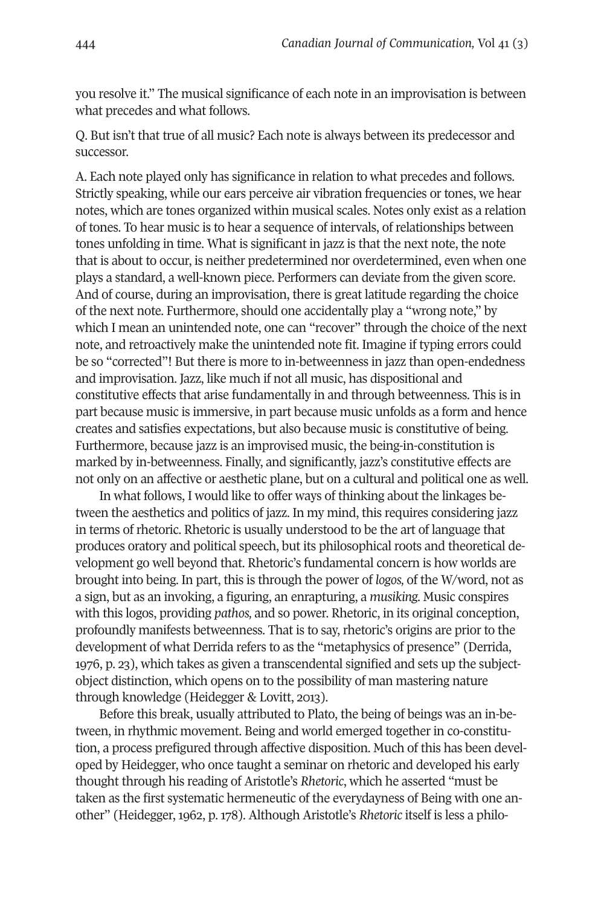you resolve it." The musical significance of each note in an improvisation is between what precedes and what follows.

Q. But isn't that true of all music? Each note is always between its predecessor and successor.

A. Each note played only has significance in relation to what precedes and follows. Strictly speaking, while our ears perceive air vibration frequencies or tones, we hear notes, which are tones organized within musical scales. Notes only exist as a relation of tones. To hear music is to hear a sequence of intervals, of relationships between tones unfolding in time. What is significant in jazz is that the next note, the note that is about to occur, is neither predetermined nor overdetermined, even when one plays a standard, a well-known piece. Performers can deviate from the given score. And of course, during an improvisation, there is great latitude regarding the choice of the next note. Furthermore, should one accidentally play a "wrong note," by which I mean an unintended note, one can "recover" through the choice of the next note, and retroactively make the unintended note fit. Imagine if typing errors could be so "corrected"! But there is more to in-betweenness in jazz than open-endedness and improvisation. Jazz, like much if not all music, has dispositional and constitutive effects that arise fundamentally in and through betweenness. This is in part because music is immersive, in part because music unfolds as a form and hence creates and satisfies expectations, but also because music is constitutive of being. Furthermore, because jazz is an improvised music, the being-in-constitution is marked by in-betweenness. Finally, and significantly, jazz's constitutive effects are not only on an affective or aesthetic plane, but on a cultural and political one as well.

In what follows, I would like to offer ways of thinking about the linkages between the aesthetics and politics of jazz. In my mind, this requires considering jazz in terms of rhetoric. Rhetoric is usually understood to be the art of language that produces oratory and political speech, but its philosophical roots and theoretical development go well beyond that. Rhetoric's fundamental concern is how worlds are brought into being. In part, this is through the power of *logos,* of the W/word, not as a sign, but as an invoking, a figuring, an enrapturing, a *musiking.* Music conspires with this logos, providing *pathos,* and so power. Rhetoric, in its original conception, profoundly manifests betweenness. That is to say, rhetoric's origins are prior to the development of what Derrida refers to as the "metaphysics of presence" (Derrida, 1976, p. 23), which takes as given a transcendental signified and sets up the subject-object distinction, which opens on to the possibility of man mastering nature through knowledge (Heidegger & Lovitt, 2013).

Before this break, usually attributed to Plato, the being of beings was an in-between, in rhythmic movement. Being and world emerged together in co-constitution, a process prefigured through affective disposition. Much of this has been developed by Heidegger, who once taught a seminar on rhetoric and developed his early thought through his reading of Aristotle's *Rhetoric*, which he asserted "must be taken as the first systematic hermeneutic of the everydayness of Being with one another" (Heidegger, 1962, p. 178). Although Aristotle's *Rhetoric* itself is less a philo-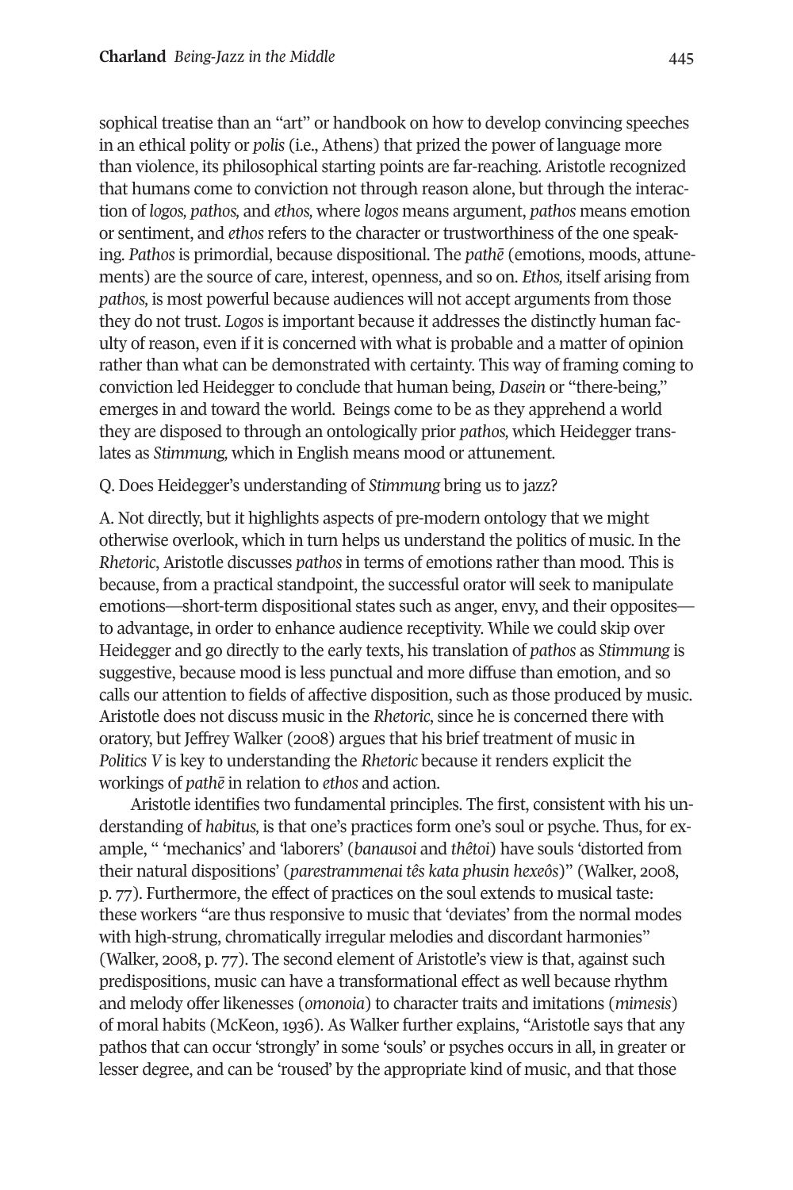sophical treatise than an "art" or handbook on how to develop convincing speeches in an ethical polity or *polis* (i.e., Athens) that prized the power of language more than violence, its philosophical starting points are far-reaching. Aristotle recognized that humans come to conviction not through reason alone, but through the interaction of *logos, pathos,* and *ethos,* where *logos* means argument, *pathos* means emotion or sentiment, and *ethos* refers to the character or trustworthiness of the one speaking. *Pathos* is primordial, because dispositional. The *pathē* (emotions, moods, attunements) are the source of care, interest, openness, and so on. *Ethos,* itself arising from *pathos,* is most powerful because audiences will not accept arguments from those they do not trust. *Logos* is important because it addresses the distinctly human faculty of reason, even if it is concerned with what is probable and a matter of opinion rather than what can be demonstrated with certainty. This way of framing coming to conviction led Heidegger to conclude that human being, *Dasein* or "there-being," emerges in and toward the world. Beings come to be as they apprehend a world they are disposed to through an ontologically prior *pathos,* which Heidegger translates as *Stimmung,* which in English means mood or attunement.

Q. Does Heidegger's understanding of *Stimmung* bring us to jazz?

A. Not directly, but it highlights aspects of pre-modern ontology that we might otherwise overlook, which in turn helps us understand the politics of music. In the *Rhetoric*, Aristotle discusses *pathos* in terms of emotions rather than mood. This is because, from a practical standpoint, the successful orator will seek to manipulate emotions—short-term dispositional states such as anger, envy, and their opposites—to advantage, in order to enhance audience receptivity. While we could skip over Heidegger and go directly to the early texts, his translation of *pathos* as *Stimmung* is suggestive, because mood is less punctual and more diffuse than emotion, and so calls our attention to fields of affective disposition, such as those produced by music. Aristotle does not discuss music in the *Rhetoric*, since he is concerned there with oratory, but Jeffrey Walker (2008) argues that his brief treatment of music in *Politics V* is key to understanding the *Rhetoric* because it renders explicit the workings of *pathē* in relation to *ethos* and action.

Aristotle identifies two fundamental principles. The first, consistent with his understanding of *habitus,* is that one's practices form one's soul or psyche. Thus, for example, " 'mechanics' and 'laborers' (*banausoi* and *thêtoi*) have souls 'distorted from their natural dispositions' (*parestrammenai tês kata phusin hexeôs*)" (Walker, 2008, p. 77). Furthermore, the effect of practices on the soul extends to musical taste: these workers "are thus responsive to music that 'deviates' from the normal modes with high-strung, chromatically irregular melodies and discordant harmonies" (Walker, 2008, p. 77). The second element of Aristotle's view is that, against such predispositions, music can have a transformational effect as well because rhythm and melody offer likenesses (*omonoia*) to character traits and imitations (*mimesis*) of moral habits (McKeon, 1936). As Walker further explains, "Aristotle says that any pathos that can occur 'strongly' in some 'souls' or psyches occurs in all, in greater or lesser degree, and can be 'roused' by the appropriate kind of music, and that those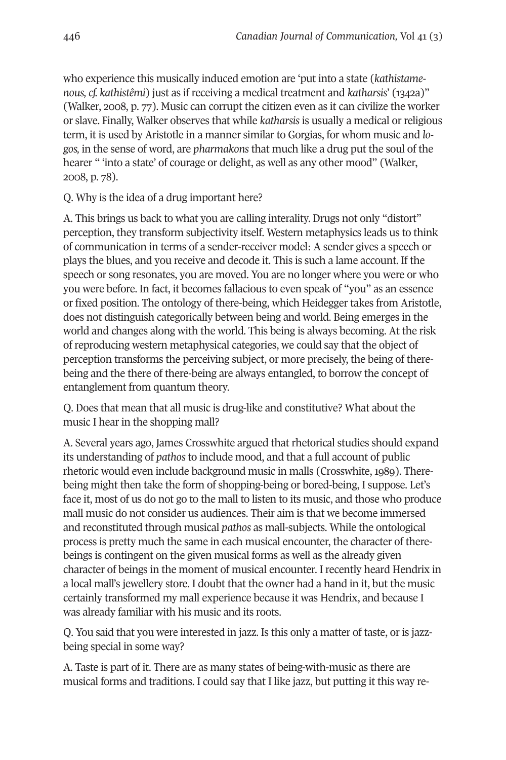who experience this musically induced emotion are 'put into a state (*kathistamenous, cf. kathistêmi*) just as if receiving a medical treatment and *katharsis*' (1342a)" (Walker, 2008, p. 77). Music can corrupt the citizen even as it can civilize the worker or slave. Finally, Walker observes that while *katharsis* is usually a medical or religious term, it is used by Aristotle in a manner similar to Gorgias, for whom music and *logos,* in the sense of word, are *pharmakons* that much like a drug put the soul of the hearer " 'into a state' of courage or delight, as well as any other mood" (Walker, 2008, p. 78).

Q. Why is the idea of a drug important here?

A. This brings us back to what you are calling interality. Drugs not only "distort" perception, they transform subjectivity itself. Western metaphysics leads us to think of communication in terms of a sender-receiver model: A sender gives a speech or plays the blues, and you receive and decode it. This is such a lame account. If the speech or song resonates, you are moved. You are no longer where you were or who you were before. In fact, it becomes fallacious to even speak of "you" as an essence or fixed position. The ontology of there-being, which Heidegger takes from Aristotle, does not distinguish categorically between being and world. Being emerges in the world and changes along with the world. This being is always becoming. At the risk of reproducing western metaphysical categories, we could say that the object of perception transforms the perceiving subject, or more precisely, the being of there-being and the there of there-being are always entangled, to borrow the concept of entanglement from quantum theory.

Q. Does that mean that all music is drug-like and constitutive? What about the music I hear in the shopping mall?

A. Several years ago, James Crosswhite argued that rhetorical studies should expand its understanding of *pathos* to include mood, and that a full account of public rhetoric would even include background music in malls (Crosswhite, 1989). There-being might then take the form of shopping-being or bored-being, I suppose. Let's face it, most of us do not go to the mall to listen to its music, and those who produce mall music do not consider us audiences. Their aim is that we become immersed and reconstituted through musical *pathos* as mall-subjects. While the ontological process is pretty much the same in each musical encounter, the character of there-beings is contingent on the given musical forms as well as the already given character of beings in the moment of musical encounter. I recently heard Hendrix in a local mall's jewellery store. I doubt that the owner had a hand in it, but the music certainly transformed my mall experience because it was Hendrix, and because I was already familiar with his music and its roots.

Q. You said that you were interested in jazz. Is this only a matter of taste, or is jazz-being special in some way?

A. Taste is part of it. There are as many states of being-with-music as there are musical forms and traditions. I could say that I like jazz, but putting it this way re-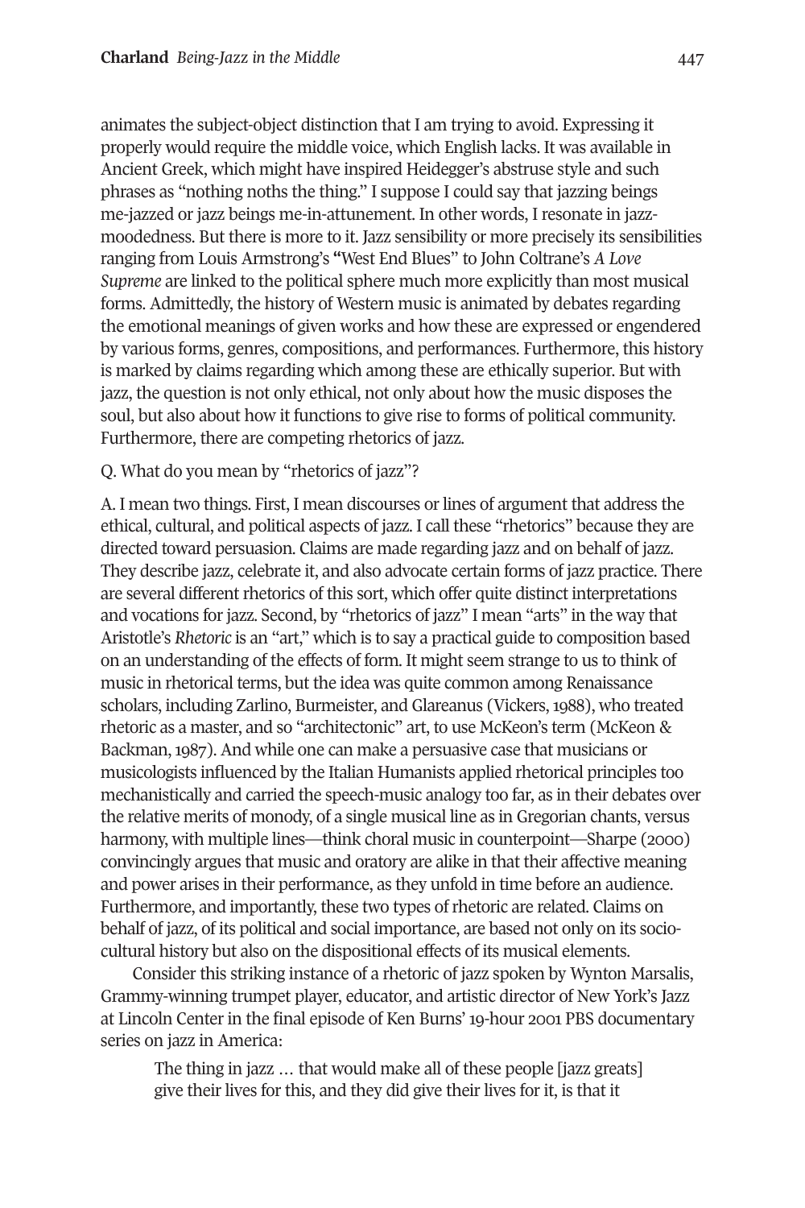animates the subject-object distinction that I am trying to avoid. Expressing it properly would require the middle voice, which English lacks. It was available in Ancient Greek, which might have inspired Heidegger's abstruse style and such phrases as "nothing noths the thing." I suppose I could say that jazzing beings me-jazzed or jazz beings me-in-attunement. In other words, I resonate in jazz-moodedness. But there is more to it. Jazz sensibility or more precisely its sensibilities ranging from Louis Armstrong's "West End Blues" to John Coltrane's *A Love Supreme* are linked to the political sphere much more explicitly than most musical forms. Admittedly, the history of Western music is animated by debates regarding the emotional meanings of given works and how these are expressed or engendered by various forms, genres, compositions, and performances. Furthermore, this history is marked by claims regarding which among these are ethically superior. But with jazz, the question is not only ethical, not only about how the music disposes the soul, but also about how it functions to give rise to forms of political community. Furthermore, there are competing rhetorics of jazz.

Q. What do you mean by "rhetorics of jazz"?

A. I mean two things. First, I mean discourses or lines of argument that address the ethical, cultural, and political aspects of jazz. I call these "rhetorics" because they are directed toward persuasion. Claims are made regarding jazz and on behalf of jazz. They describe jazz, celebrate it, and also advocate certain forms of jazz practice. There are several different rhetorics of this sort, which offer quite distinct interpretations and vocations for jazz. Second, by "rhetorics of jazz" I mean "arts" in the way that Aristotle's *Rhetoric* is an "art," which is to say a practical guide to composition based on an understanding of the effects of form. It might seem strange to us to think of music in rhetorical terms, but the idea was quite common among Renaissance scholars, including Zarlino, Burmeister, and Glareanus (Vickers, 1988), who treated rhetoric as a master, and so "architectonic" art, to use McKeon's term (McKeon & Backman, 1987). And while one can make a persuasive case that musicians or musicologists influenced by the Italian Humanists applied rhetorical principles too mechanistically and carried the speech-music analogy too far, as in their debates over the relative merits of monody, of a single musical line as in Gregorian chants, versus harmony, with multiple lines—think choral music in counterpoint—Sharpe (2000) convincingly argues that music and oratory are alike in that their affective meaning and power arises in their performance, as they unfold in time before an audience. Furthermore, and importantly, these two types of rhetoric are related. Claims on behalf of jazz, of its political and social importance, are based not only on its socio-cultural history but also on the dispositional effects of its musical elements.

Consider this striking instance of a rhetoric of jazz spoken by Wynton Marsalis, Grammy-winning trumpet player, educator, and artistic director of New York's Jazz at Lincoln Center in the final episode of Ken Burns' 19-hour 2001 PBS documentary series on jazz in America:

> The thing in jazz … that would make all of these people [jazz greats] give their lives for this, and they did give their lives for it, is that it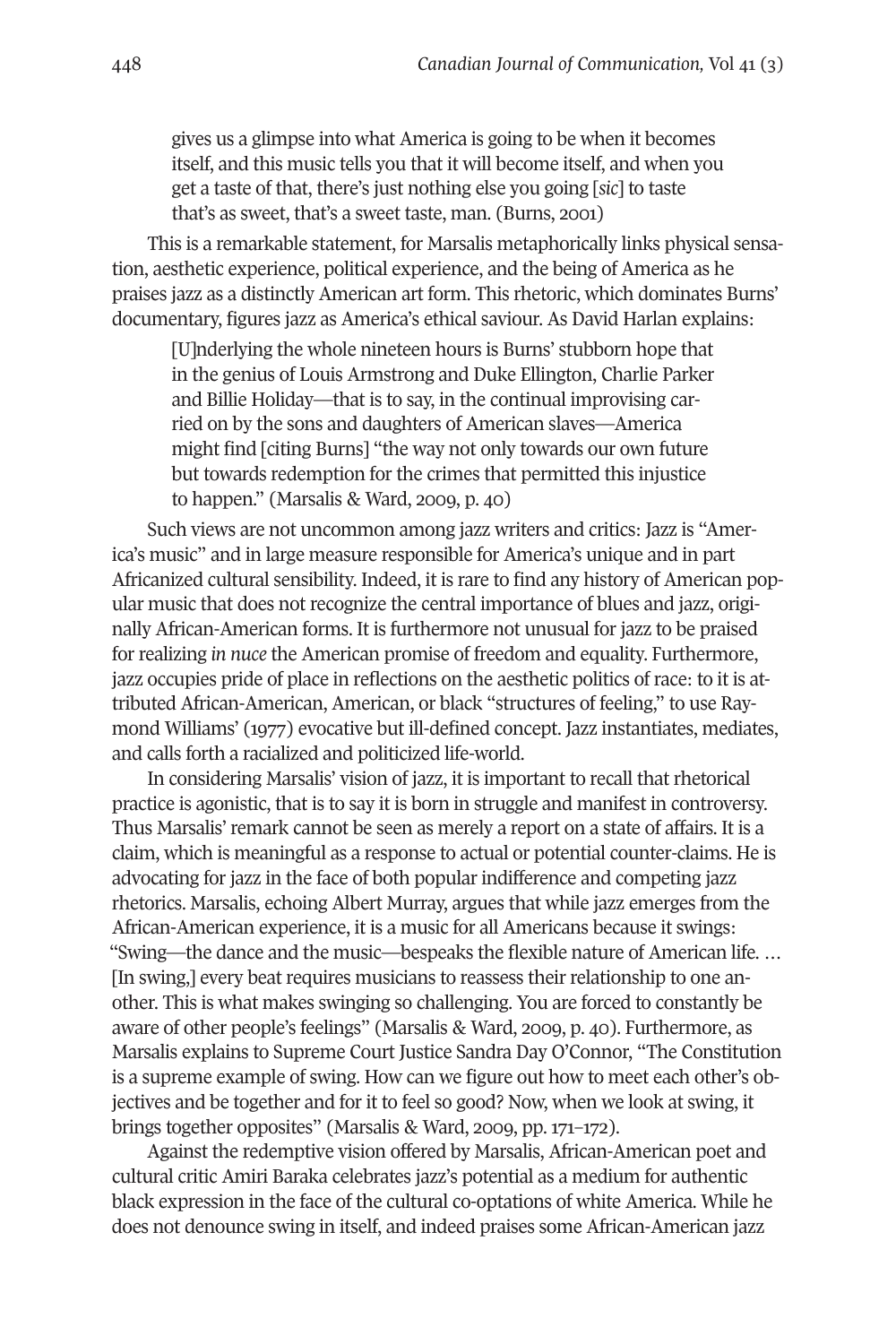> gives us a glimpse into what America is going to be when it becomes itself, and this music tells you that it will become itself, and when you get a taste of that, there's just nothing else you going [*sic*] to taste that's as sweet, that's a sweet taste, man. (Burns, 2001)

This is a remarkable statement, for Marsalis metaphorically links physical sensation, aesthetic experience, political experience, and the being of America as he praises jazz as a distinctly American art form. This rhetoric, which dominates Burns' documentary, figures jazz as America's ethical saviour. As David Harlan explains:

> [U]nderlying the whole nineteen hours is Burns' stubborn hope that in the genius of Louis Armstrong and Duke Ellington, Charlie Parker and Billie Holiday—that is to say, in the continual improvising carried on by the sons and daughters of American slaves—America might find [citing Burns] "the way not only towards our own future but towards redemption for the crimes that permitted this injustice to happen." (Marsalis & Ward, 2009, p. 40)

Such views are not uncommon among jazz writers and critics: Jazz is "America's music" and in large measure responsible for America's unique and in part Africanized cultural sensibility. Indeed, it is rare to find any history of American popular music that does not recognize the central importance of blues and jazz, originally African-American forms. It is furthermore not unusual for jazz to be praised for realizing *in nuce* the American promise of freedom and equality. Furthermore, jazz occupies pride of place in reflections on the aesthetic politics of race: to it is attributed African-American, American, or black "structures of feeling," to use Raymond Williams' (1977) evocative but ill-defined concept. Jazz instantiates, mediates, and calls forth a racialized and politicized life-world.

In considering Marsalis' vision of jazz, it is important to recall that rhetorical practice is agonistic, that is to say it is born in struggle and manifest in controversy. Thus Marsalis' remark cannot be seen as merely a report on a state of affairs. It is a claim, which is meaningful as a response to actual or potential counter-claims. He is advocating for jazz in the face of both popular indifference and competing jazz rhetorics. Marsalis, echoing Albert Murray, argues that while jazz emerges from the African-American experience, it is a music for all Americans because it swings: "Swing—the dance and the music—bespeaks the flexible nature of American life. … [In swing,] every beat requires musicians to reassess their relationship to one another. This is what makes swinging so challenging. You are forced to constantly be aware of other people's feelings" (Marsalis & Ward, 2009, p. 40). Furthermore, as Marsalis explains to Supreme Court Justice Sandra Day O'Connor, "The Constitution is a supreme example of swing. How can we figure out how to meet each other's objectives and be together and for it to feel so good? Now, when we look at swing, it brings together opposites" (Marsalis & Ward, 2009, pp. 171–172).

Against the redemptive vision offered by Marsalis, African-American poet and cultural critic Amiri Baraka celebrates jazz's potential as a medium for authentic black expression in the face of the cultural co-optations of white America. While he does not denounce swing in itself, and indeed praises some African-American jazz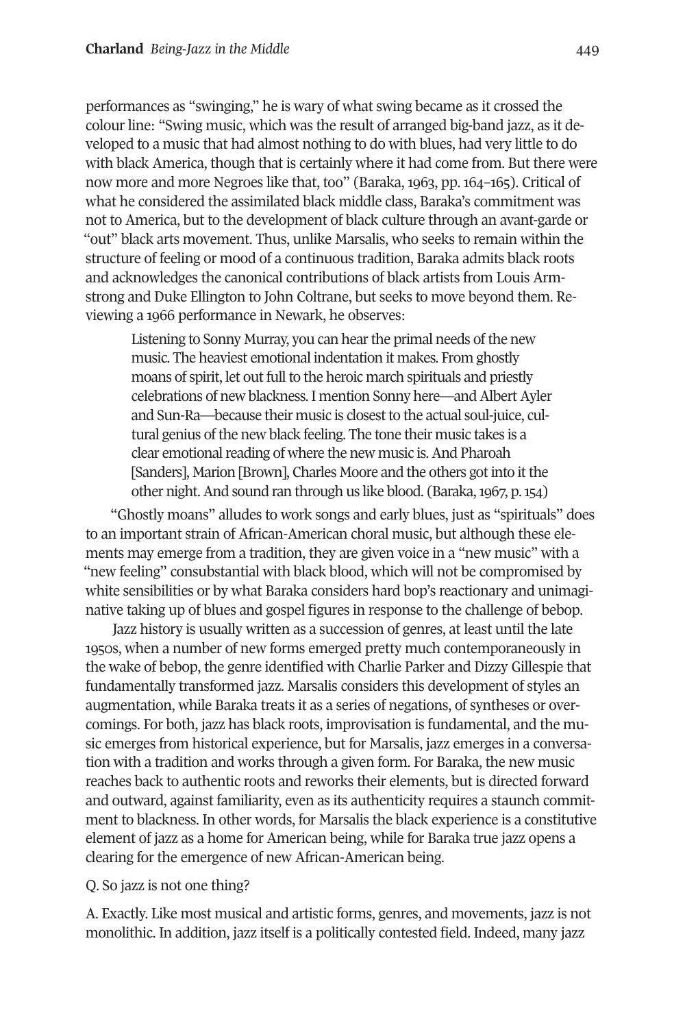performances as "swinging," he is wary of what swing became as it crossed the colour line: "Swing music, which was the result of arranged big-band jazz, as it developed to a music that had almost nothing to do with blues, had very little to do with black America, though that is certainly where it had come from. But there were now more and more Negroes like that, too" (Baraka, 1963, pp. 164–165). Critical of what he considered the assimilated black middle class, Baraka's commitment was not to America, but to the development of black culture through an avant-garde or "out" black arts movement. Thus, unlike Marsalis, who seeks to remain within the structure of feeling or mood of a continuous tradition, Baraka admits black roots and acknowledges the canonical contributions of black artists from Louis Armstrong and Duke Ellington to John Coltrane, but seeks to move beyond them. Reviewing a 1966 performance in Newark, he observes:

> Listening to Sonny Murray, you can hear the primal needs of the new music. The heaviest emotional indentation it makes. From ghostly moans of spirit, let out full to the heroic march spirituals and priestly celebrations of new blackness. I mention Sonny here—and Albert Ayler and Sun-Ra—because their music is closest to the actual soul-juice, cultural genius of the new black feeling. The tone their music takes is a clear emotional reading of where the new music is. And Pharoah [Sanders], Marion [Brown], Charles Moore and the others got into it the other night. And sound ran through us like blood. (Baraka, 1967, p. 154)

"Ghostly moans" alludes to work songs and early blues, just as "spirituals" does to an important strain of African-American choral music, but although these elements may emerge from a tradition, they are given voice in a "new music" with a "new feeling" consubstantial with black blood, which will not be compromised by white sensibilities or by what Baraka considers hard bop's reactionary and unimaginative taking up of blues and gospel figures in response to the challenge of bebop.

Jazz history is usually written as a succession of genres, at least until the late 1950s, when a number of new forms emerged pretty much contemporaneously in the wake of bebop, the genre identified with Charlie Parker and Dizzy Gillespie that fundamentally transformed jazz. Marsalis considers this development of styles an augmentation, while Baraka treats it as a series of negations, of syntheses or overcomings. For both, jazz has black roots, improvisation is fundamental, and the music emerges from historical experience, but for Marsalis, jazz emerges in a conversation with a tradition and works through a given form. For Baraka, the new music reaches back to authentic roots and reworks their elements, but is directed forward and outward, against familiarity, even as its authenticity requires a staunch commitment to blackness. In other words, for Marsalis the black experience is a constitutive element of jazz as a home for American being, while for Baraka true jazz opens a clearing for the emergence of new African-American being.

Q. So jazz is not one thing?

A. Exactly. Like most musical and artistic forms, genres, and movements, jazz is not monolithic. In addition, jazz itself is a politically contested field. Indeed, many jazz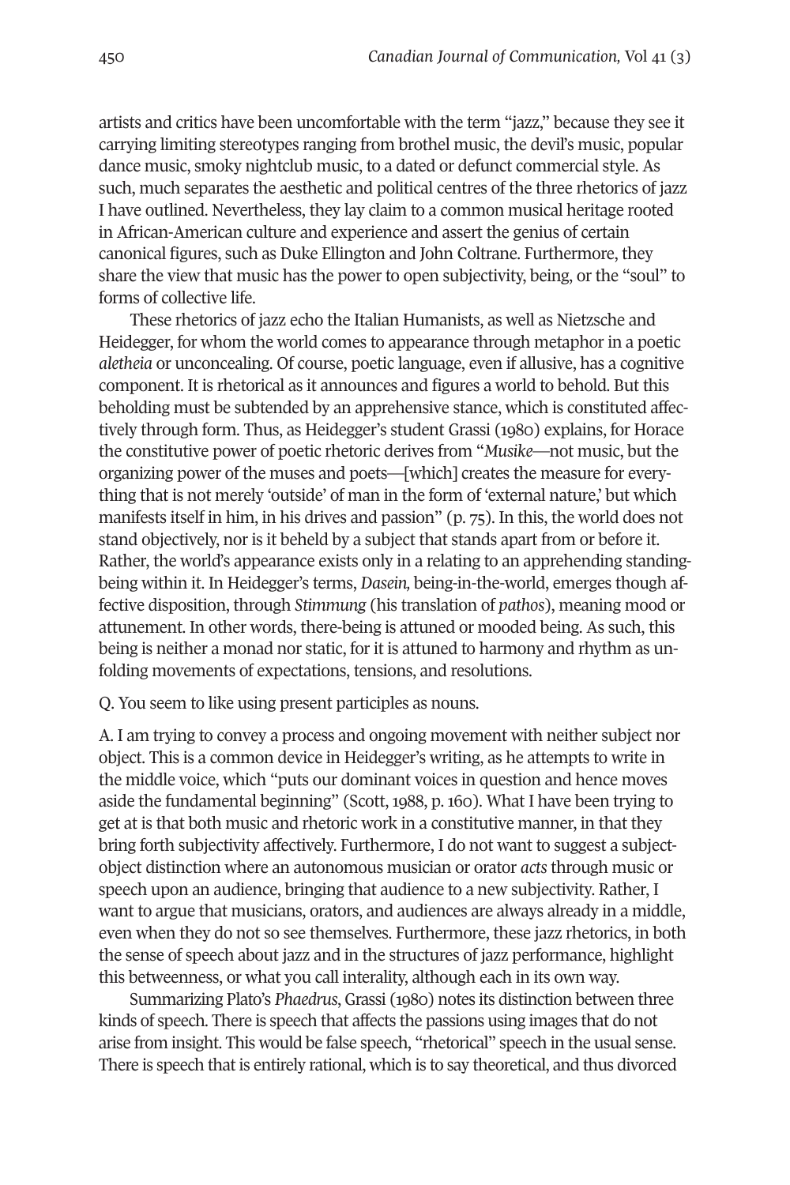artists and critics have been uncomfortable with the term "jazz," because they see it carrying limiting stereotypes ranging from brothel music, the devil's music, popular dance music, smoky nightclub music, to a dated or defunct commercial style. As such, much separates the aesthetic and political centres of the three rhetorics of jazz I have outlined. Nevertheless, they lay claim to a common musical heritage rooted in African-American culture and experience and assert the genius of certain canonical figures, such as Duke Ellington and John Coltrane. Furthermore, they share the view that music has the power to open subjectivity, being, or the "soul" to forms of collective life.

These rhetorics of jazz echo the Italian Humanists, as well as Nietzsche and Heidegger, for whom the world comes to appearance through metaphor in a poetic *aletheia* or unconcealing. Of course, poetic language, even if allusive, has a cognitive component. It is rhetorical as it announces and figures a world to behold. But this beholding must be subtended by an apprehensive stance, which is constituted affectively through form. Thus, as Heidegger's student Grassi (1980) explains, for Horace the constitutive power of poetic rhetoric derives from "*Musike*—not music, but the organizing power of the muses and poets—[which] creates the measure for everything that is not merely 'outside' of man in the form of 'external nature,' but which manifests itself in him, in his drives and passion" (p. 75). In this, the world does not stand objectively, nor is it beheld by a subject that stands apart from or before it. Rather, the world's appearance exists only in a relating to an apprehending standing-being within it. In Heidegger's terms, *Dasein,* being-in-the-world, emerges though affective disposition, through *Stimmung* (his translation of *pathos*), meaning mood or attunement. In other words, there-being is attuned or mooded being. As such, this being is neither a monad nor static, for it is attuned to harmony and rhythm as unfolding movements of expectations, tensions, and resolutions.

Q. You seem to like using present participles as nouns.

A. I am trying to convey a process and ongoing movement with neither subject nor object. This is a common device in Heidegger's writing, as he attempts to write in the middle voice, which "puts our dominant voices in question and hence moves aside the fundamental beginning" (Scott, 1988, p. 160). What I have been trying to get at is that both music and rhetoric work in a constitutive manner, in that they bring forth subjectivity affectively. Furthermore, I do not want to suggest a subject-object distinction where an autonomous musician or orator *acts* through music or speech upon an audience, bringing that audience to a new subjectivity. Rather, I want to argue that musicians, orators, and audiences are always already in a middle, even when they do not so see themselves. Furthermore, these jazz rhetorics, in both the sense of speech about jazz and in the structures of jazz performance, highlight this betweenness, or what you call interality, although each in its own way.

Summarizing Plato's *Phaedrus*, Grassi (1980) notes its distinction between three kinds of speech. There is speech that affects the passions using images that do not arise from insight. This would be false speech, "rhetorical" speech in the usual sense. There is speech that is entirely rational, which is to say theoretical, and thus divorced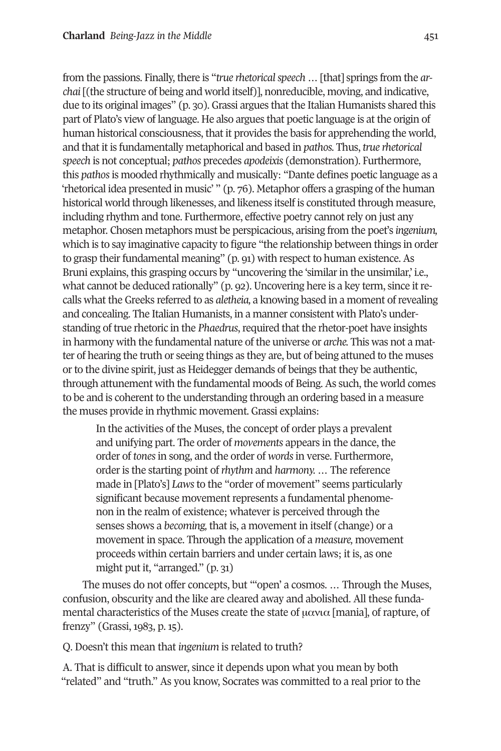from the passions. Finally, there is "*true rhetorical speech* … [that] springs from the *archai* [(the structure of being and world itself)], nonreducible, moving, and indicative, due to its original images" (p. 30). Grassi argues that the Italian Humanists shared this part of Plato's view of language. He also argues that poetic language is at the origin of human historical consciousness, that it provides the basis for apprehending the world, and that it is fundamentally metaphorical and based in *pathos.* Thus, *true rhetorical speech* is not conceptual; *pathos* precedes *apodeixis* (demonstration). Furthermore, this *pathos* is mooded rhythmically and musically: "Dante defines poetic language as a 'rhetorical idea presented in music' " (p. 76). Metaphor offers a grasping of the human historical world through likenesses, and likeness itself is constituted through measure, including rhythm and tone. Furthermore, effective poetry cannot rely on just any metaphor. Chosen metaphors must be perspicacious, arising from the poet's *ingenium,* which is to say imaginative capacity to figure "the relationship between things in order to grasp their fundamental meaning" (p. 91) with respect to human existence. As Bruni explains, this grasping occurs by "uncovering the 'similar in the unsimilar,' i.e., what cannot be deduced rationally" (p. 92). Uncovering here is a key term, since it recalls what the Greeks referred to as *aletheia,* a knowing based in a moment of revealing and concealing. The Italian Humanists, in a manner consistent with Plato's understanding of true rhetoric in the *Phaedrus*, required that the rhetor-poet have insights in harmony with the fundamental nature of the universe or *arche.* This was not a matter of hearing the truth or seeing things as they are, but of being attuned to the muses or to the divine spirit, just as Heidegger demands of beings that they be authentic, through attunement with the fundamental moods of Being. As such, the world comes to be and is coherent to the understanding through an ordering based in a measure the muses provide in rhythmic movement. Grassi explains:

> In the activities of the Muses, the concept of order plays a prevalent and unifying part. The order of *movements* appears in the dance, the order of *tones* in song, and the order of *words* in verse. Furthermore, order is the starting point of *rhythm* and *harmony.* … The reference made in [Plato's] *Laws* to the "order of movement" seems particularly significant because movement represents a fundamental phenomenon in the realm of existence; whatever is perceived through the senses shows a *becoming,* that is, a movement in itself (change) or a movement in space. Through the application of a *measure,* movement proceeds within certain barriers and under certain laws; it is, as one might put it, "arranged." (p. 31)

The muses do not offer concepts, but "'open' a cosmos. … Through the Muses, confusion, obscurity and the like are cleared away and abolished. All these fundamental characteristics of the Muses create the state of μανια [mania], of rapture, of frenzy" (Grassi, 1983, p. 15).

Q. Doesn't this mean that *ingenium* is related to truth?

A. That is difficult to answer, since it depends upon what you mean by both "related" and "truth." As you know, Socrates was committed to a real prior to the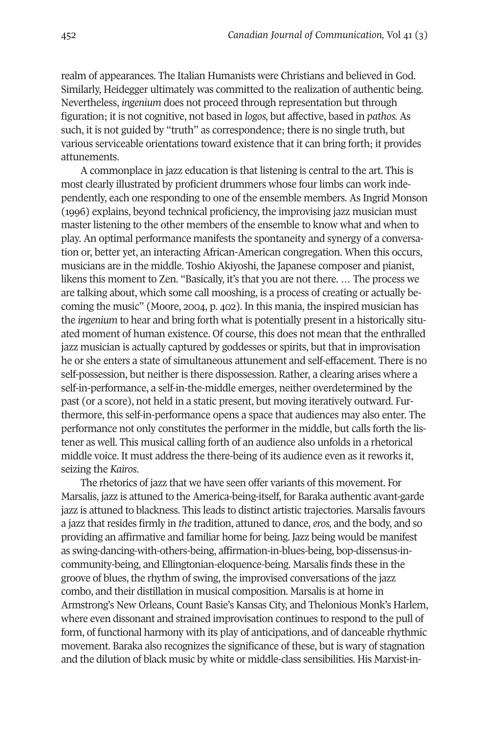realm of appearances. The Italian Humanists were Christians and believed in God. Similarly, Heidegger ultimately was committed to the realization of authentic being. Nevertheless, *ingenium* does not proceed through representation but through figuration; it is not cognitive, not based in *logos,* but affective, based in *pathos.* As such, it is not guided by "truth" as correspondence; there is no single truth, but various serviceable orientations toward existence that it can bring forth; it provides attunements.

A commonplace in jazz education is that listening is central to the art. This is most clearly illustrated by proficient drummers whose four limbs can work independently, each one responding to one of the ensemble members. As Ingrid Monson (1996) explains, beyond technical proficiency, the improvising jazz musician must master listening to the other members of the ensemble to know what and when to play. An optimal performance manifests the spontaneity and synergy of a conversation or, better yet, an interacting African-American congregation. When this occurs, musicians are in the middle. Toshio Akiyoshi, the Japanese composer and pianist, likens this moment to Zen. "Basically, it's that you are not there. … The process we are talking about, which some call mooshing, is a process of creating or actually becoming the music" (Moore, 2004, p. 402). In this mania, the inspired musician has the *ingenium* to hear and bring forth what is potentially present in a historically situated moment of human existence. Of course, this does not mean that the enthralled jazz musician is actually captured by goddesses or spirits, but that in improvisation he or she enters a state of simultaneous attunement and self-effacement. There is no self-possession, but neither is there dispossession. Rather, a clearing arises where a self-in-performance, a self-in-the-middle emerges, neither overdetermined by the past (or a score), not held in a static present, but moving iteratively outward. Furthermore, this self-in-performance opens a space that audiences may also enter. The performance not only constitutes the performer in the middle, but calls forth the listener as well. This musical calling forth of an audience also unfolds in a rhetorical middle voice. It must address the there-being of its audience even as it reworks it, seizing the *Kairos*.

The rhetorics of jazz that we have seen offer variants of this movement. For Marsalis, jazz is attuned to the America-being-itself, for Baraka authentic avant-garde jazz is attuned to blackness. This leads to distinct artistic trajectories. Marsalis favours a jazz that resides firmly in *the* tradition, attuned to dance, *eros,* and the body, and so providing an affirmative and familiar home for being. Jazz being would be manifest as swing-dancing-with-others-being, affirmation-in-blues-being, bop-dissensus-in-community-being, and Ellingtonian-eloquence-being. Marsalis finds these in the groove of blues, the rhythm of swing, the improvised conversations of the jazz combo, and their distillation in musical composition. Marsalis is at home in Armstrong's New Orleans, Count Basie's Kansas City, and Thelonious Monk's Harlem, where even dissonant and strained improvisation continues to respond to the pull of form, of functional harmony with its play of anticipations, and of danceable rhythmic movement. Baraka also recognizes the significance of these, but is wary of stagnation and the dilution of black music by white or middle-class sensibilities. His Marxist-in-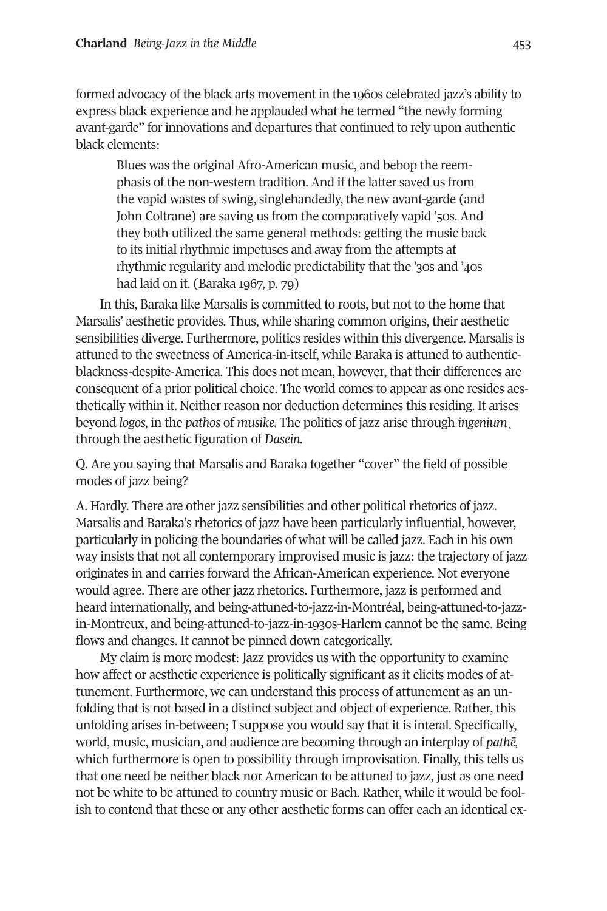formed advocacy of the black arts movement in the 1960s celebrated jazz's ability to express black experience and he applauded what he termed "the newly forming avant-garde" for innovations and departures that continued to rely upon authentic black elements:

> Blues was the original Afro-American music, and bebop the reemphasis of the non-western tradition. And if the latter saved us from the vapid wastes of swing, singlehandedly, the new avant-garde (and John Coltrane) are saving us from the comparatively vapid '50s. And they both utilized the same general methods: getting the music back to its initial rhythmic impetuses and away from the attempts at rhythmic regularity and melodic predictability that the '30s and '40s had laid on it. (Baraka 1967, p. 79)

In this, Baraka like Marsalis is committed to roots, but not to the home that Marsalis' aesthetic provides. Thus, while sharing common origins, their aesthetic sensibilities diverge. Furthermore, politics resides within this divergence. Marsalis is attuned to the sweetness of America-in-itself, while Baraka is attuned to authentic-blackness-despite-America. This does not mean, however, that their differences are consequent of a prior political choice. The world comes to appear as one resides aesthetically within it. Neither reason nor deduction determines this residing. It arises beyond *logos*, in the *pathos* of *musike*. The politics of jazz arise through *ingenium*¸ through the aesthetic figuration of *Dasein*.

Q. Are you saying that Marsalis and Baraka together "cover" the field of possible modes of jazz being?

A. Hardly. There are other jazz sensibilities and other political rhetorics of jazz. Marsalis and Baraka's rhetorics of jazz have been particularly influential, however, particularly in policing the boundaries of what will be called jazz. Each in his own way insists that not all contemporary improvised music is jazz: the trajectory of jazz originates in and carries forward the African-American experience. Not everyone would agree. There are other jazz rhetorics. Furthermore, jazz is performed and heard internationally, and being-attuned-to-jazz-in-Montréal, being-attuned-to-jazz-in-Montreux, and being-attuned-to-jazz-in-1930s-Harlem cannot be the same. Being flows and changes. It cannot be pinned down categorically.

My claim is more modest: Jazz provides us with the opportunity to examine how affect or aesthetic experience is politically significant as it elicits modes of attunement. Furthermore, we can understand this process of attunement as an unfolding that is not based in a distinct subject and object of experience. Rather, this unfolding arises in-between; I suppose you would say that it is interal. Specifically, world, music, musician, and audience are becoming through an interplay of *pathē*, which furthermore is open to possibility through improvisation. Finally, this tells us that one need be neither black nor American to be attuned to jazz, just as one need not be white to be attuned to country music or Bach. Rather, while it would be foolish to contend that these or any other aesthetic forms can offer each an identical ex-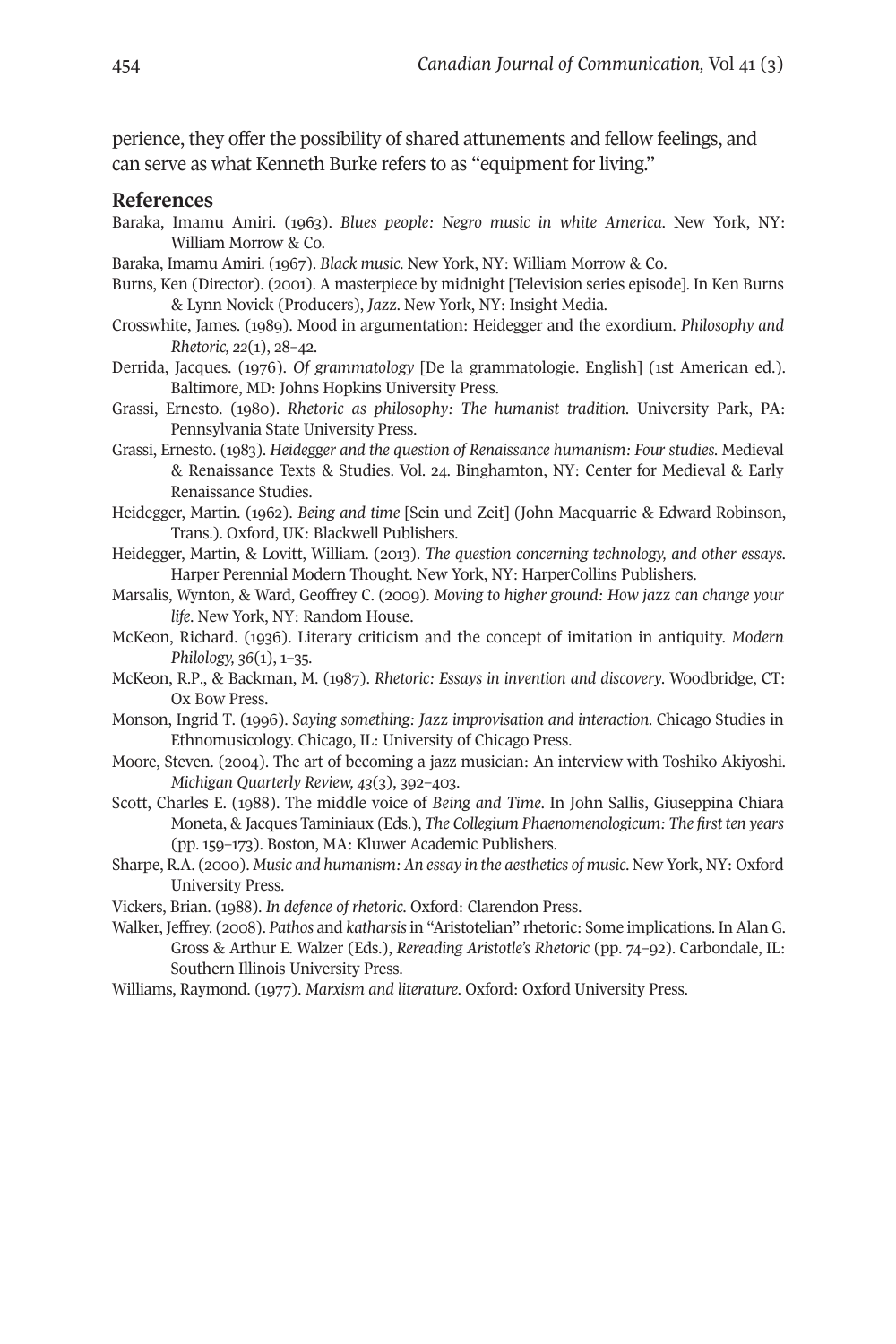perience, they offer the possibility of shared attunements and fellow feelings, and can serve as what Kenneth Burke refers to as "equipment for living."

## References

Baraka, Imamu Amiri. (1963). *Blues people: Negro music in white America*. New York, NY: William Morrow & Co.

Baraka, Imamu Amiri. (1967). *Black music*. New York, NY: William Morrow & Co.

Burns, Ken (Director). (2001). A masterpiece by midnight [Television series episode]. In Ken Burns & Lynn Novick (Producers), *Jazz*. New York, NY: Insight Media.

Crosswhite, James. (1989). Mood in argumentation: Heidegger and the exordium. *Philosophy and Rhetoric, 22*(1), 28–42.

Derrida, Jacques. (1976). *Of grammatology* [De la grammatologie. English] (1st American ed.). Baltimore, MD: Johns Hopkins University Press.

Grassi, Ernesto. (1980). *Rhetoric as philosophy: The humanist tradition*. University Park, PA: Pennsylvania State University Press.

Grassi, Ernesto. (1983). *Heidegger and the question of Renaissance humanism: Four studies*. Medieval & Renaissance Texts & Studies. Vol. 24. Binghamton, NY: Center for Medieval & Early Renaissance Studies.

Heidegger, Martin. (1962). *Being and time* [Sein und Zeit] (John Macquarrie & Edward Robinson, Trans.). Oxford, UK: Blackwell Publishers.

Heidegger, Martin, & Lovitt, William. (2013). *The question concerning technology, and other essays*. Harper Perennial Modern Thought. New York, NY: HarperCollins Publishers.

Marsalis, Wynton, & Ward, Geoffrey C. (2009). *Moving to higher ground: How jazz can change your life*. New York, NY: Random House.

McKeon, Richard. (1936). Literary criticism and the concept of imitation in antiquity. *Modern Philology, 36*(1), 1–35.

McKeon, R.P., & Backman, M. (1987). *Rhetoric: Essays in invention and discovery*. Woodbridge, CT: Ox Bow Press.

Monson, Ingrid T. (1996). *Saying something: Jazz improvisation and interaction*. Chicago Studies in Ethnomusicology. Chicago, IL: University of Chicago Press.

Moore, Steven. (2004). The art of becoming a jazz musician: An interview with Toshiko Akiyoshi. *Michigan Quarterly Review, 43*(3), 392–403.

Scott, Charles E. (1988). The middle voice of *Being and Time*. In John Sallis, Giuseppina Chiara Moneta, & Jacques Taminiaux (Eds.), *The Collegium Phaenomenologicum: The first ten years* (pp. 159–173). Boston, MA: Kluwer Academic Publishers.

Sharpe, R.A. (2000). *Music and humanism: An essay in the aesthetics of music*. New York, NY: Oxford University Press.

Vickers, Brian. (1988). *In defence of rhetoric*. Oxford: Clarendon Press.

Walker, Jeffrey. (2008). *Pathos* and *katharsis* in "Aristotelian" rhetoric: Some implications. In Alan G. Gross & Arthur E. Walzer (Eds.), *Rereading Aristotle's Rhetoric* (pp. 74–92). Carbondale, IL: Southern Illinois University Press.

Williams, Raymond. (1977). *Marxism and literature*. Oxford: Oxford University Press.